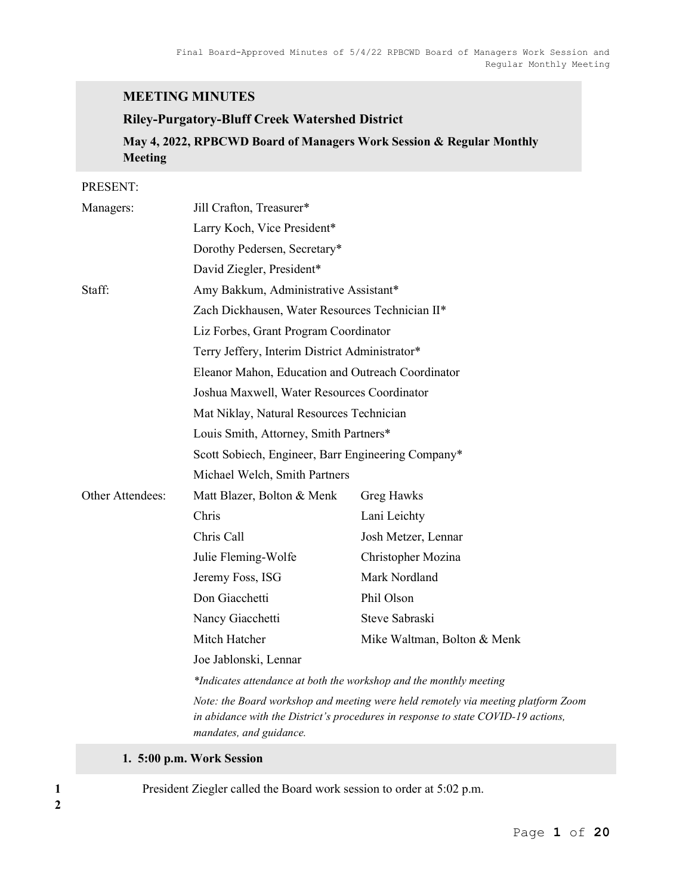# MEETING MINUTES

## Riley-Purgatory-Bluff Creek Watershed District

### May 4, 2022, RPBCWD Board of Managers Work Session & Regular Monthly Meeting

PRESENT:

| | | |
|---|---|---|
| Managers: | Jill Crafton, Treasurer* | |
| | Larry Koch, Vice President* | |
| | Dorothy Pedersen, Secretary* | |
| | David Ziegler, President* | |
| Staff: | Amy Bakkum, Administrative Assistant* | |
| | Zach Dickhausen, Water Resources Technician II* | |
| | Liz Forbes, Grant Program Coordinator | |
| | Terry Jeffery, Interim District Administrator* | |
| | Eleanor Mahon, Education and Outreach Coordinator | |
| | Joshua Maxwell, Water Resources Coordinator | |
| | Mat Niklay, Natural Resources Technician | |
| | Louis Smith, Attorney, Smith Partners* | |
| | Scott Sobiech, Engineer, Barr Engineering Company* | |
| | Michael Welch, Smith Partners | |
| Other Attendees: | Matt Blazer, Bolton & Menk | Greg Hawks |
| | Chris | Lani Leichty |
| | Chris Call | Josh Metzer, Lennar |
| | Julie Fleming-Wolfe | Christopher Mozina |
| | Jeremy Foss, ISG | Mark Nordland |
| | Don Giacchetti | Phil Olson |
| | Nancy Giacchetti | Steve Sabraski |
| | Mitch Hatcher | Mike Waltman, Bolton & Menk |
| | Joe Jablonski, Lennar | |

*\*Indicates attendance at both the workshop and the monthly meeting*

*Note: the Board workshop and meeting were held remotely via meeting platform Zoom in abidance with the District's procedures in response to state COVID-19 actions, mandates, and guidance.*

## 1. 5:00 p.m. Work Session

1 President Ziegler called the Board work session to order at 5:02 p.m.
2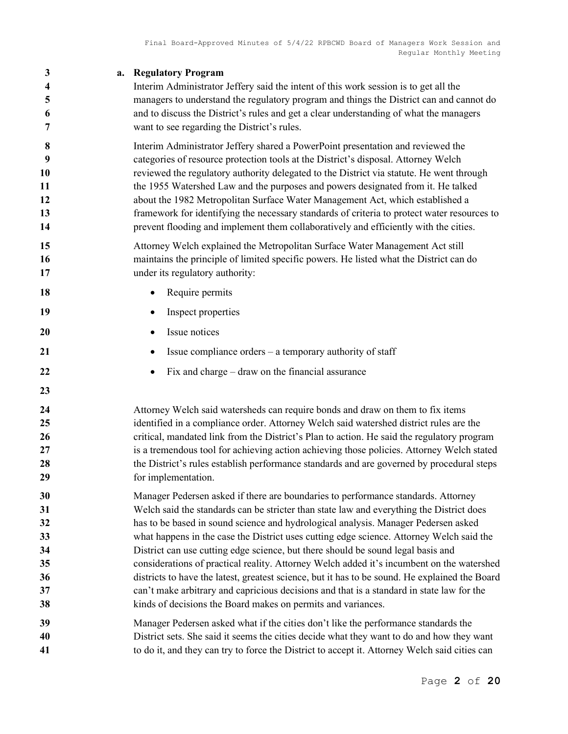### a. Regulatory Program

Interim Administrator Jeffery said the intent of this work session is to get all the managers to understand the regulatory program and things the District can and cannot do and to discuss the District's rules and get a clear understanding of what the managers want to see regarding the District's rules.

Interim Administrator Jeffery shared a PowerPoint presentation and reviewed the categories of resource protection tools at the District's disposal. Attorney Welch reviewed the regulatory authority delegated to the District via statute. He went through the 1955 Watershed Law and the purposes and powers designated from it. He talked about the 1982 Metropolitan Surface Water Management Act, which established a framework for identifying the necessary standards of criteria to protect water resources to prevent flooding and implement them collaboratively and efficiently with the cities.

Attorney Welch explained the Metropolitan Surface Water Management Act still maintains the principle of limited specific powers. He listed what the District can do under its regulatory authority:

- Require permits
- Inspect properties
- Issue notices
- Issue compliance orders – a temporary authority of staff
- Fix and charge – draw on the financial assurance

Attorney Welch said watersheds can require bonds and draw on them to fix items identified in a compliance order. Attorney Welch said watershed district rules are the critical, mandated link from the District's Plan to action. He said the regulatory program is a tremendous tool for achieving action achieving those policies. Attorney Welch stated the District's rules establish performance standards and are governed by procedural steps for implementation.

Manager Pedersen asked if there are boundaries to performance standards. Attorney Welch said the standards can be stricter than state law and everything the District does has to be based in sound science and hydrological analysis. Manager Pedersen asked what happens in the case the District uses cutting edge science. Attorney Welch said the District can use cutting edge science, but there should be sound legal basis and considerations of practical reality. Attorney Welch added it's incumbent on the watershed districts to have the latest, greatest science, but it has to be sound. He explained the Board can't make arbitrary and capricious decisions and that is a standard in state law for the kinds of decisions the Board makes on permits and variances.

Manager Pedersen asked what if the cities don't like the performance standards the District sets. She said it seems the cities decide what they want to do and how they want to do it, and they can try to force the District to accept it. Attorney Welch said cities can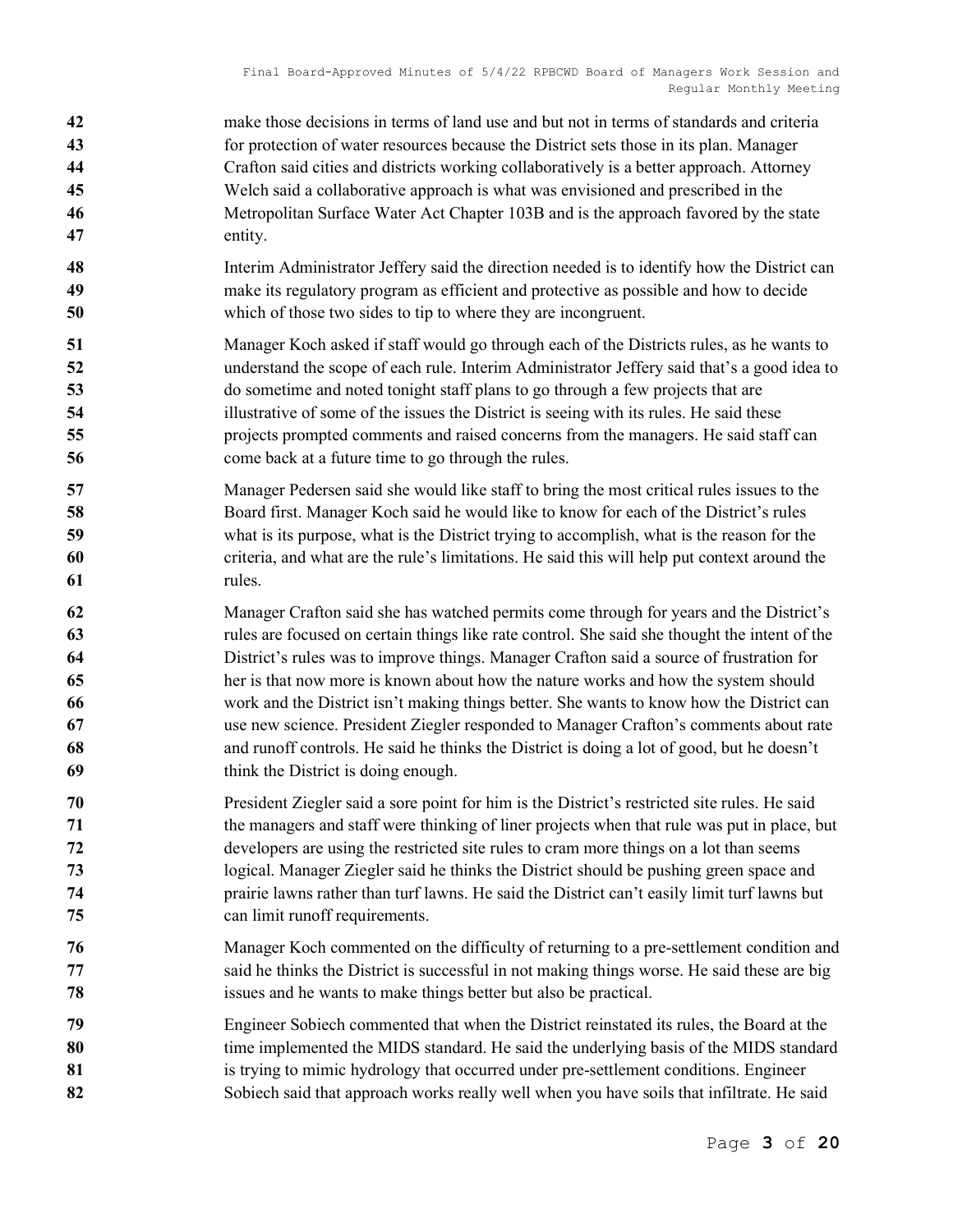make those decisions in terms of land use and but not in terms of standards and criteria for protection of water resources because the District sets those in its plan. Manager Crafton said cities and districts working collaboratively is a better approach. Attorney Welch said a collaborative approach is what was envisioned and prescribed in the Metropolitan Surface Water Act Chapter 103B and is the approach favored by the state entity.

Interim Administrator Jeffery said the direction needed is to identify how the District can make its regulatory program as efficient and protective as possible and how to decide which of those two sides to tip to where they are incongruent.

Manager Koch asked if staff would go through each of the Districts rules, as he wants to understand the scope of each rule. Interim Administrator Jeffery said that's a good idea to do sometime and noted tonight staff plans to go through a few projects that are illustrative of some of the issues the District is seeing with its rules. He said these projects prompted comments and raised concerns from the managers. He said staff can come back at a future time to go through the rules.

Manager Pedersen said she would like staff to bring the most critical rules issues to the Board first. Manager Koch said he would like to know for each of the District's rules what is its purpose, what is the District trying to accomplish, what is the reason for the criteria, and what are the rule's limitations. He said this will help put context around the rules.

Manager Crafton said she has watched permits come through for years and the District's rules are focused on certain things like rate control. She said she thought the intent of the District's rules was to improve things. Manager Crafton said a source of frustration for her is that now more is known about how the nature works and how the system should work and the District isn't making things better. She wants to know how the District can use new science. President Ziegler responded to Manager Crafton's comments about rate and runoff controls. He said he thinks the District is doing a lot of good, but he doesn't think the District is doing enough.

President Ziegler said a sore point for him is the District's restricted site rules. He said the managers and staff were thinking of liner projects when that rule was put in place, but developers are using the restricted site rules to cram more things on a lot than seems logical. Manager Ziegler said he thinks the District should be pushing green space and prairie lawns rather than turf lawns. He said the District can't easily limit turf lawns but can limit runoff requirements.

Manager Koch commented on the difficulty of returning to a pre-settlement condition and said he thinks the District is successful in not making things worse. He said these are big issues and he wants to make things better but also be practical.

Engineer Sobiech commented that when the District reinstated its rules, the Board at the time implemented the MIDS standard. He said the underlying basis of the MIDS standard is trying to mimic hydrology that occurred under pre-settlement conditions. Engineer Sobiech said that approach works really well when you have soils that infiltrate. He said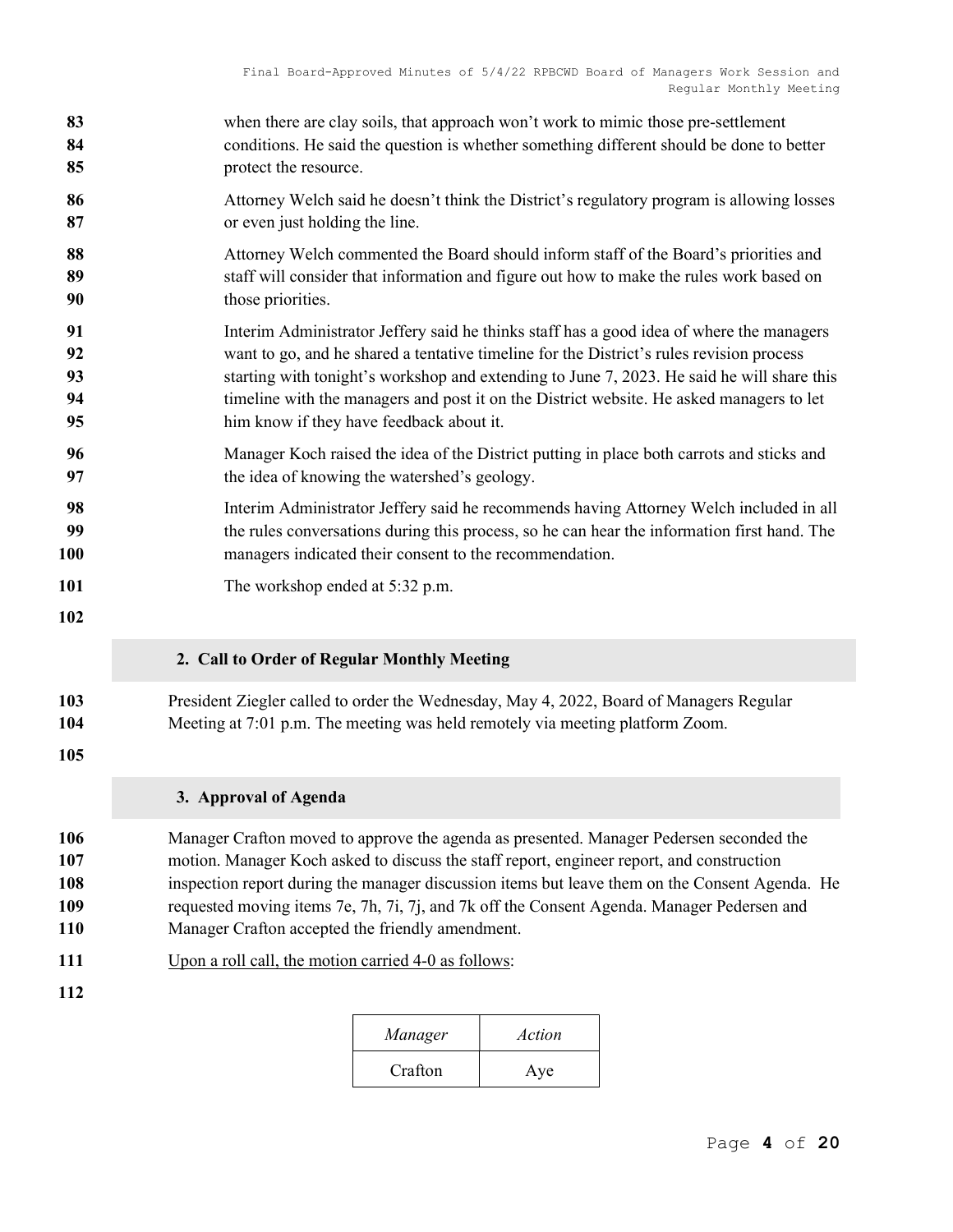when there are clay soils, that approach won't work to mimic those pre-settlement conditions. He said the question is whether something different should be done to better protect the resource.

Attorney Welch said he doesn't think the District's regulatory program is allowing losses or even just holding the line.

Attorney Welch commented the Board should inform staff of the Board's priorities and staff will consider that information and figure out how to make the rules work based on those priorities.

Interim Administrator Jeffery said he thinks staff has a good idea of where the managers want to go, and he shared a tentative timeline for the District's rules revision process starting with tonight's workshop and extending to June 7, 2023. He said he will share this timeline with the managers and post it on the District website. He asked managers to let him know if they have feedback about it.

Manager Koch raised the idea of the District putting in place both carrots and sticks and the idea of knowing the watershed's geology.

Interim Administrator Jeffery said he recommends having Attorney Welch included in all the rules conversations during this process, so he can hear the information first hand. The managers indicated their consent to the recommendation.

The workshop ended at 5:32 p.m.

## 2. Call to Order of Regular Monthly Meeting

President Ziegler called to order the Wednesday, May 4, 2022, Board of Managers Regular Meeting at 7:01 p.m. The meeting was held remotely via meeting platform Zoom.

## 3. Approval of Agenda

Manager Crafton moved to approve the agenda as presented. Manager Pedersen seconded the motion. Manager Koch asked to discuss the staff report, engineer report, and construction inspection report during the manager discussion items but leave them on the Consent Agenda. He requested moving items 7e, 7h, 7i, 7j, and 7k off the Consent Agenda. Manager Pedersen and Manager Crafton accepted the friendly amendment.

<u>Upon a roll call, the motion carried 4-0 as follows</u>:

| *Manager* | *Action* |
|---|---|
| Crafton | Aye |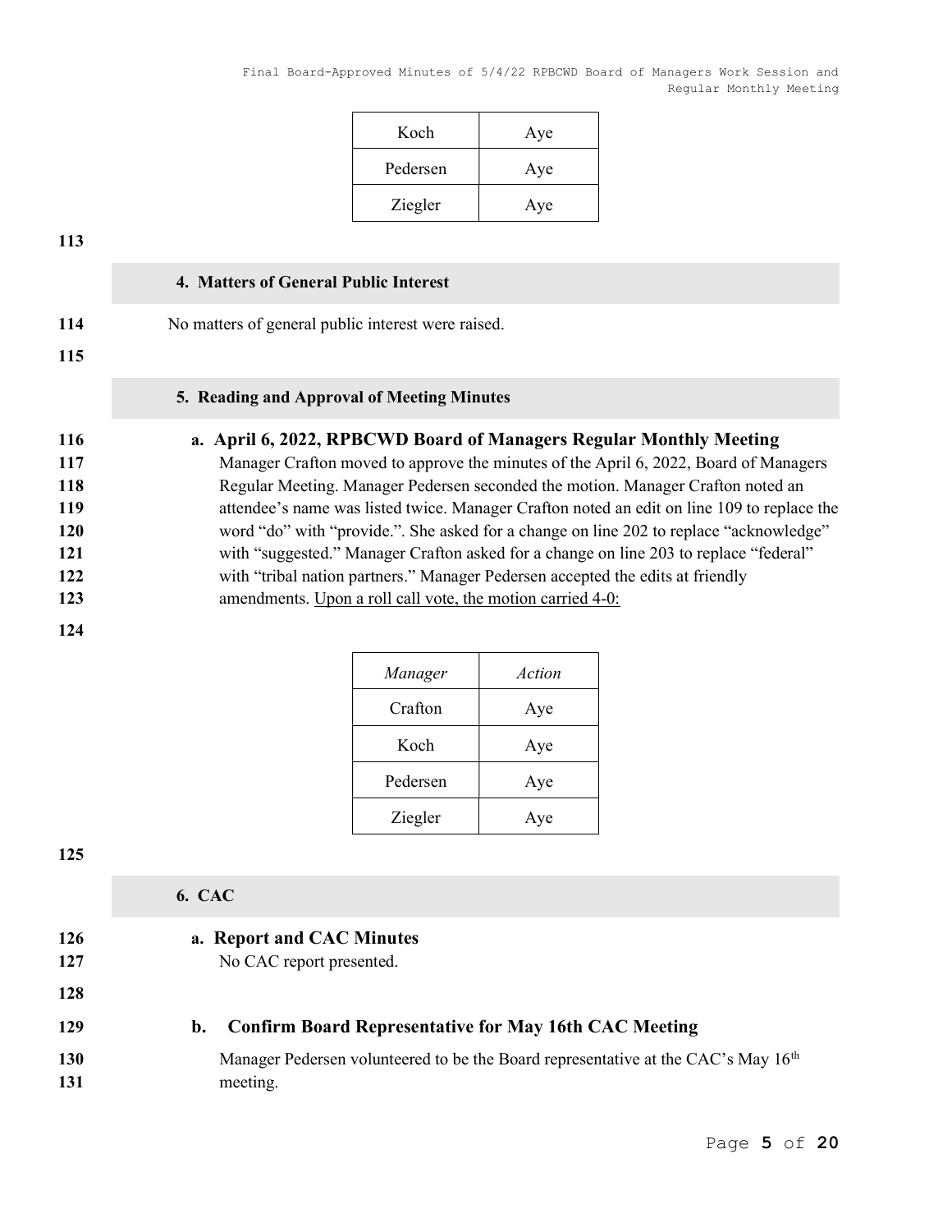| Koch | Aye |
|---|---|
| Pedersen | Aye |
| Ziegler | Aye |

## 4. Matters of General Public Interest

No matters of general public interest were raised.

## 5. Reading and Approval of Meeting Minutes

### a. April 6, 2022, RPBCWD Board of Managers Regular Monthly Meeting

Manager Crafton moved to approve the minutes of the April 6, 2022, Board of Managers Regular Meeting. Manager Pedersen seconded the motion. Manager Crafton noted an attendee's name was listed twice. Manager Crafton noted an edit on line 109 to replace the word "do" with "provide.". She asked for a change on line 202 to replace "acknowledge" with "suggested." Manager Crafton asked for a change on line 203 to replace "federal" with "tribal nation partners." Manager Pedersen accepted the edits at friendly amendments. Upon a roll call vote, the motion carried 4-0:

| *Manager* | *Action* |
|---|---|
| Crafton | Aye |
| Koch | Aye |
| Pedersen | Aye |
| Ziegler | Aye |

## 6. CAC

### a. Report and CAC Minutes

No CAC report presented.

### b. Confirm Board Representative for May 16th CAC Meeting

Manager Pedersen volunteered to be the Board representative at the CAC's May 16th meeting.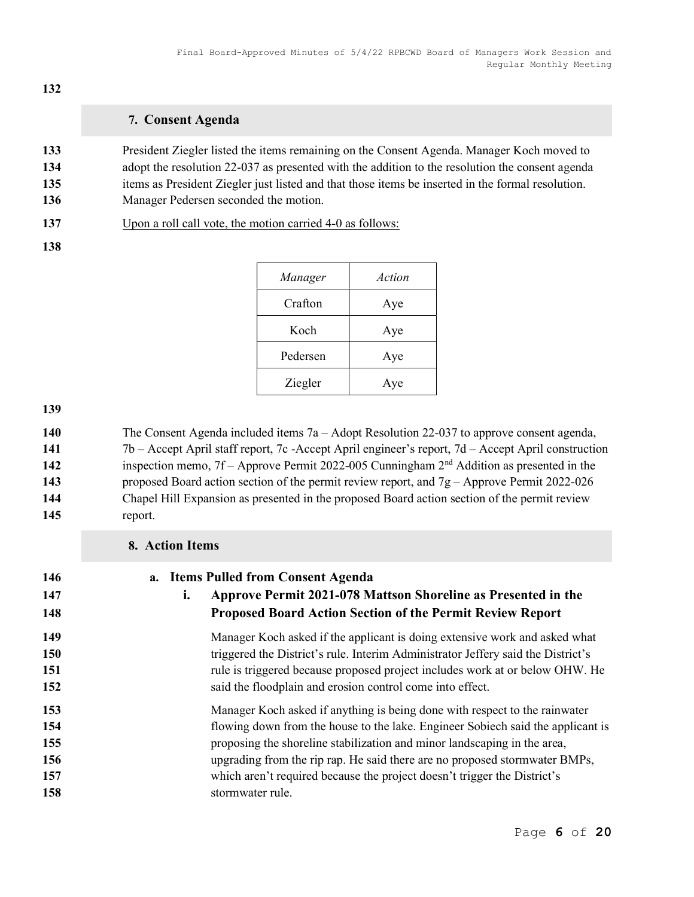## 7. Consent Agenda

President Ziegler listed the items remaining on the Consent Agenda. Manager Koch moved to adopt the resolution 22-037 as presented with the addition to the resolution the consent agenda items as President Ziegler just listed and that those items be inserted in the formal resolution. Manager Pedersen seconded the motion.

Upon a roll call vote, the motion carried 4-0 as follows:

| *Manager* | *Action* |
|---|---|
| Crafton | Aye |
| Koch | Aye |
| Pedersen | Aye |
| Ziegler | Aye |

The Consent Agenda included items 7a – Adopt Resolution 22-037 to approve consent agenda, 7b – Accept April staff report, 7c -Accept April engineer's report, 7d – Accept April construction inspection memo, 7f – Approve Permit 2022-005 Cunningham 2nd Addition as presented in the proposed Board action section of the permit review report, and 7g – Approve Permit 2022-026 Chapel Hill Expansion as presented in the proposed Board action section of the permit review report.

## 8. Action Items

### a. Items Pulled from Consent Agenda

#### i. Approve Permit 2021-078 Mattson Shoreline as Presented in the Proposed Board Action Section of the Permit Review Report

Manager Koch asked if the applicant is doing extensive work and asked what triggered the District's rule. Interim Administrator Jeffery said the District's rule is triggered because proposed project includes work at or below OHW. He said the floodplain and erosion control come into effect.

Manager Koch asked if anything is being done with respect to the rainwater flowing down from the house to the lake. Engineer Sobiech said the applicant is proposing the shoreline stabilization and minor landscaping in the area, upgrading from the rip rap. He said there are no proposed stormwater BMPs, which aren't required because the project doesn't trigger the District's stormwater rule.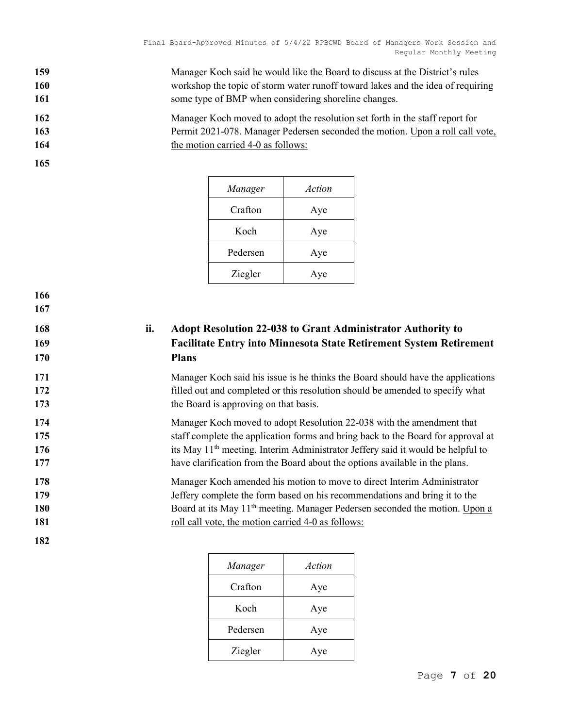Manager Koch said he would like the Board to discuss at the District's rules workshop the topic of storm water runoff toward lakes and the idea of requiring some type of BMP when considering shoreline changes.

Manager Koch moved to adopt the resolution set forth in the staff report for Permit 2021-078. Manager Pedersen seconded the motion. <u>Upon a roll call vote, the motion carried 4-0 as follows:</u>

| *Manager* | *Action* |
|---|---|
| Crafton | Aye |
| Koch | Aye |
| Pedersen | Aye |
| Ziegler | Aye |

### ii. Adopt Resolution 22-038 to Grant Administrator Authority to Facilitate Entry into Minnesota State Retirement System Retirement Plans

Manager Koch said his issue is he thinks the Board should have the applications filled out and completed or this resolution should be amended to specify what the Board is approving on that basis.

Manager Koch moved to adopt Resolution 22-038 with the amendment that staff complete the application forms and bring back to the Board for approval at its May 11th meeting. Interim Administrator Jeffery said it would be helpful to have clarification from the Board about the options available in the plans.

Manager Koch amended his motion to move to direct Interim Administrator Jeffery complete the form based on his recommendations and bring it to the Board at its May 11th meeting. Manager Pedersen seconded the motion. <u>Upon a roll call vote, the motion carried 4-0 as follows:</u>

| *Manager* | *Action* |
|---|---|
| Crafton | Aye |
| Koch | Aye |
| Pedersen | Aye |
| Ziegler | Aye |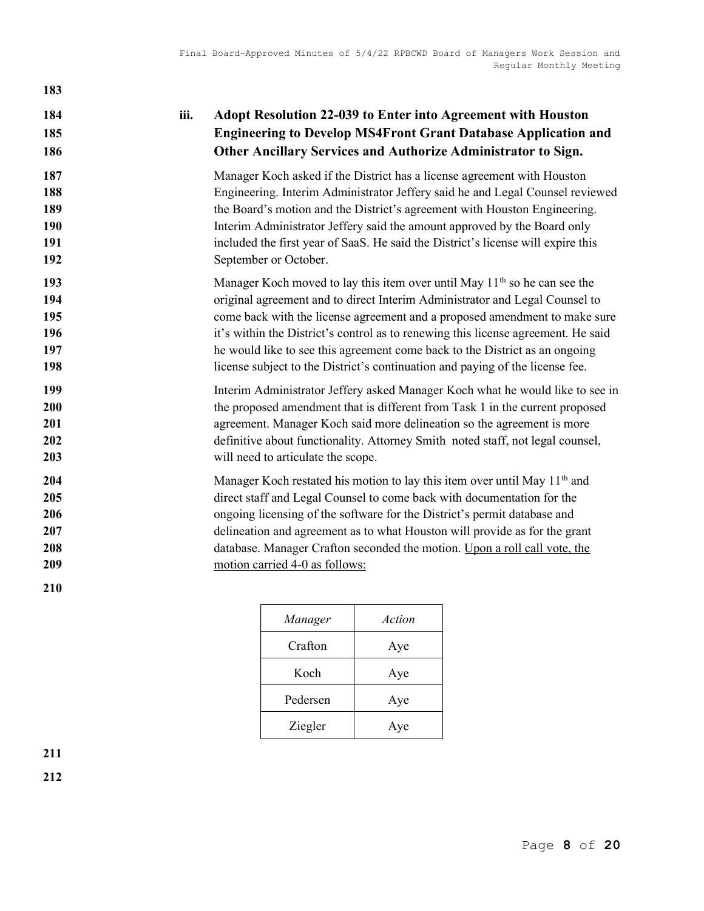### iii. Adopt Resolution 22-039 to Enter into Agreement with Houston Engineering to Develop MS4Front Grant Database Application and Other Ancillary Services and Authorize Administrator to Sign.

Manager Koch asked if the District has a license agreement with Houston Engineering. Interim Administrator Jeffery said he and Legal Counsel reviewed the Board's motion and the District's agreement with Houston Engineering. Interim Administrator Jeffery said the amount approved by the Board only included the first year of SaaS. He said the District's license will expire this September or October.

Manager Koch moved to lay this item over until May 11th so he can see the original agreement and to direct Interim Administrator and Legal Counsel to come back with the license agreement and a proposed amendment to make sure it's within the District's control as to renewing this license agreement. He said he would like to see this agreement come back to the District as an ongoing license subject to the District's continuation and paying of the license fee.

Interim Administrator Jeffery asked Manager Koch what he would like to see in the proposed amendment that is different from Task 1 in the current proposed agreement. Manager Koch said more delineation so the agreement is more definitive about functionality. Attorney Smith noted staff, not legal counsel, will need to articulate the scope.

Manager Koch restated his motion to lay this item over until May 11th and direct staff and Legal Counsel to come back with documentation for the ongoing licensing of the software for the District's permit database and delineation and agreement as to what Houston will provide as for the grant database. Manager Crafton seconded the motion. Upon a roll call vote, the motion carried 4-0 as follows:

| *Manager* | *Action* |
|---|---|
| Crafton | Aye |
| Koch | Aye |
| Pedersen | Aye |
| Ziegler | Aye |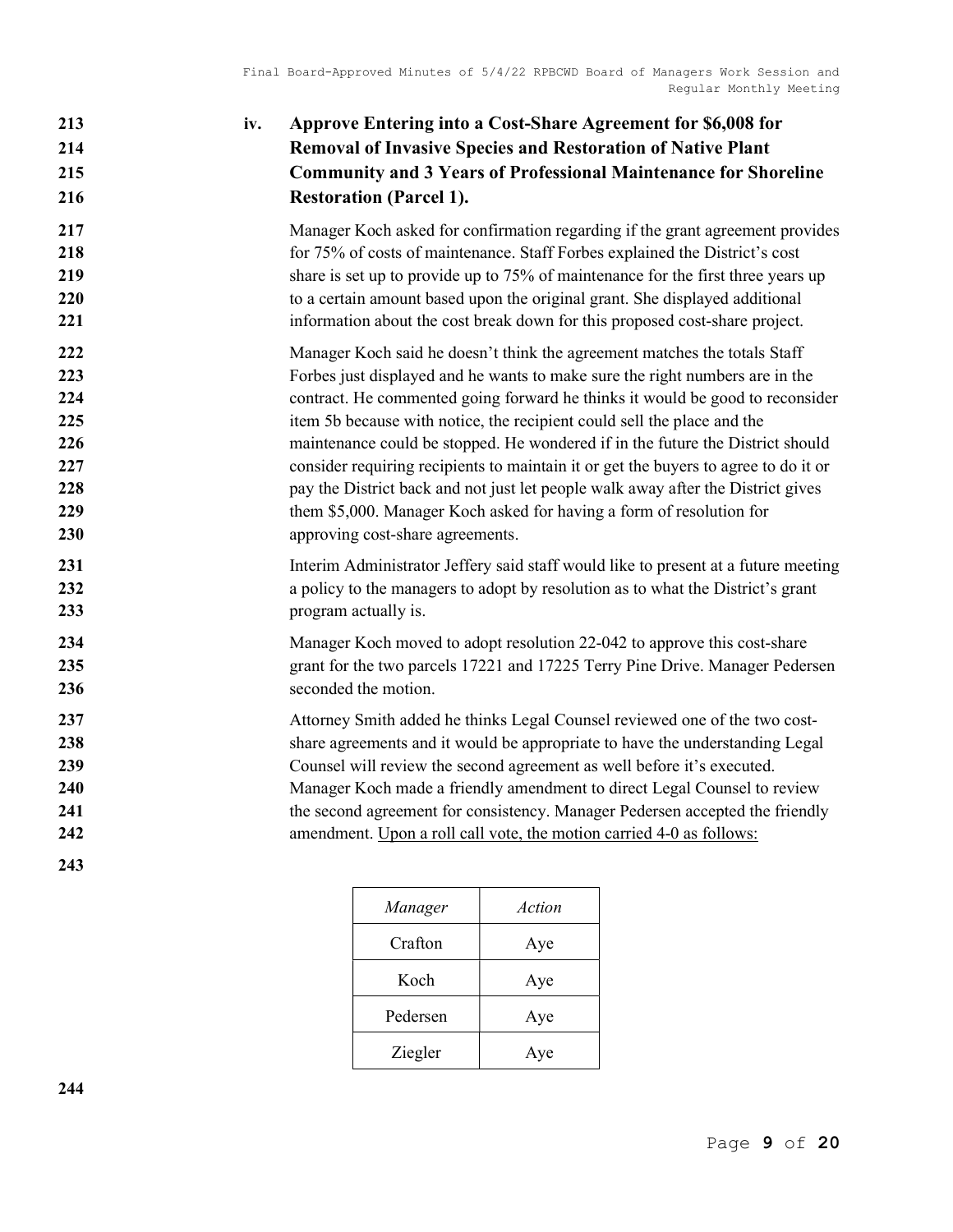**iv. Approve Entering into a Cost-Share Agreement for $6,008 for Removal of Invasive Species and Restoration of Native Plant Community and 3 Years of Professional Maintenance for Shoreline Restoration (Parcel 1).**

Manager Koch asked for confirmation regarding if the grant agreement provides for 75% of costs of maintenance. Staff Forbes explained the District's cost share is set up to provide up to 75% of maintenance for the first three years up to a certain amount based upon the original grant. She displayed additional information about the cost break down for this proposed cost-share project.

Manager Koch said he doesn't think the agreement matches the totals Staff Forbes just displayed and he wants to make sure the right numbers are in the contract. He commented going forward he thinks it would be good to reconsider item 5b because with notice, the recipient could sell the place and the maintenance could be stopped. He wondered if in the future the District should consider requiring recipients to maintain it or get the buyers to agree to do it or pay the District back and not just let people walk away after the District gives them $5,000. Manager Koch asked for having a form of resolution for approving cost-share agreements.

Interim Administrator Jeffery said staff would like to present at a future meeting a policy to the managers to adopt by resolution as to what the District's grant program actually is.

Manager Koch moved to adopt resolution 22-042 to approve this cost-share grant for the two parcels 17221 and 17225 Terry Pine Drive. Manager Pedersen seconded the motion.

Attorney Smith added he thinks Legal Counsel reviewed one of the two cost-share agreements and it would be appropriate to have the understanding Legal Counsel will review the second agreement as well before it's executed. Manager Koch made a friendly amendment to direct Legal Counsel to review the second agreement for consistency. Manager Pedersen accepted the friendly amendment. <u>Upon a roll call vote, the motion carried 4-0 as follows:</u>

| *Manager* | *Action* |
|---|---|
| Crafton | Aye |
| Koch | Aye |
| Pedersen | Aye |
| Ziegler | Aye |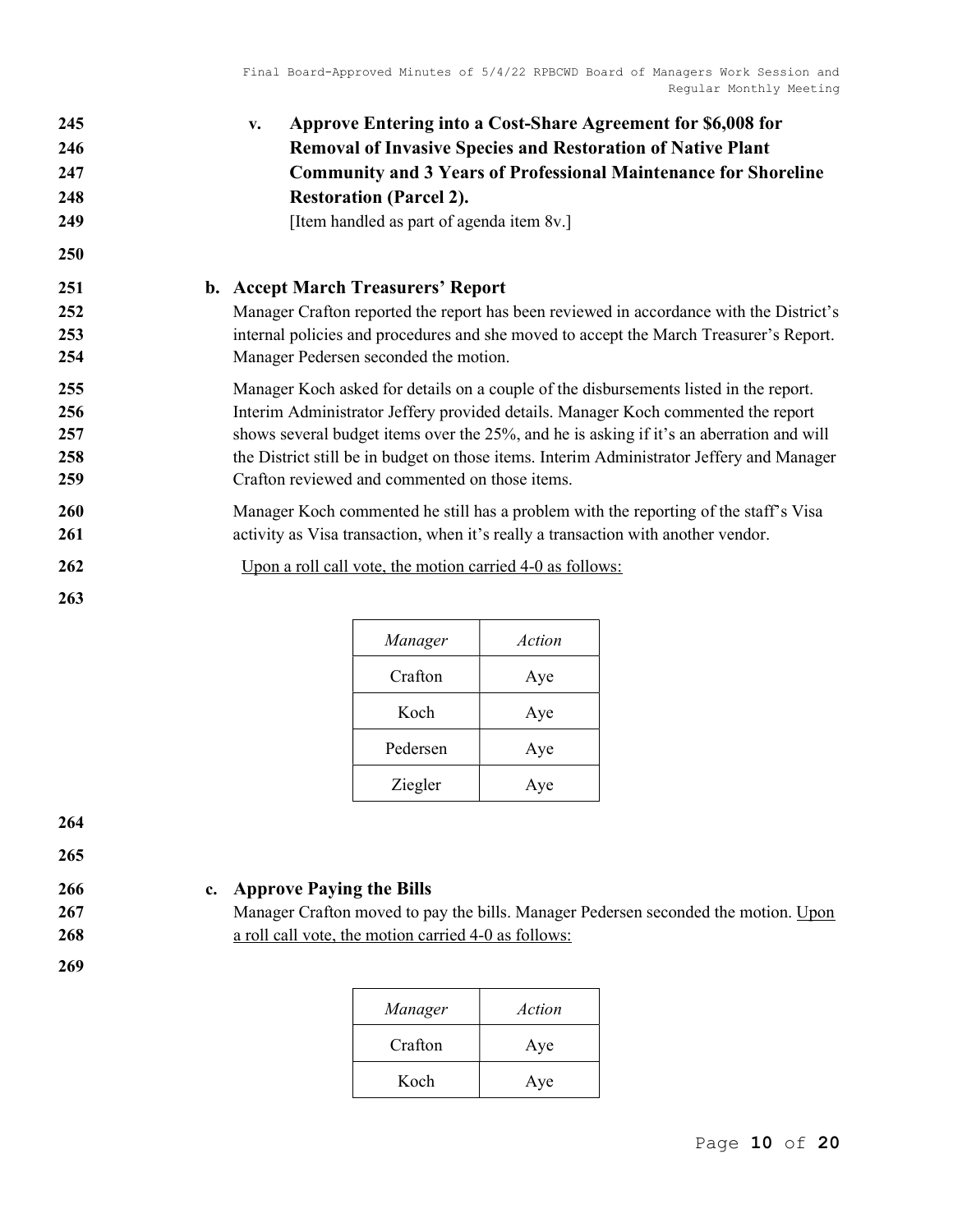v. **Approve Entering into a Cost-Share Agreement for $6,008 for Removal of Invasive Species and Restoration of Native Plant Community and 3 Years of Professional Maintenance for Shoreline Restoration (Parcel 2).**

[Item handled as part of agenda item 8v.]

**b. Accept March Treasurers' Report**

Manager Crafton reported the report has been reviewed in accordance with the District's internal policies and procedures and she moved to accept the March Treasurer's Report. Manager Pedersen seconded the motion.

Manager Koch asked for details on a couple of the disbursements listed in the report. Interim Administrator Jeffery provided details. Manager Koch commented the report shows several budget items over the 25%, and he is asking if it's an aberration and will the District still be in budget on those items. Interim Administrator Jeffery and Manager Crafton reviewed and commented on those items.

Manager Koch commented he still has a problem with the reporting of the staff's Visa activity as Visa transaction, when it's really a transaction with another vendor.

<u>Upon a roll call vote, the motion carried 4-0 as follows:</u>

| *Manager* | *Action* |
|---|---|
| Crafton | Aye |
| Koch | Aye |
| Pedersen | Aye |
| Ziegler | Aye |

**c. Approve Paying the Bills**

Manager Crafton moved to pay the bills. Manager Pedersen seconded the motion. <u>Upon a roll call vote, the motion carried 4-0 as follows:</u>

| *Manager* | *Action* |
|---|---|
| Crafton | Aye |
| Koch | Aye |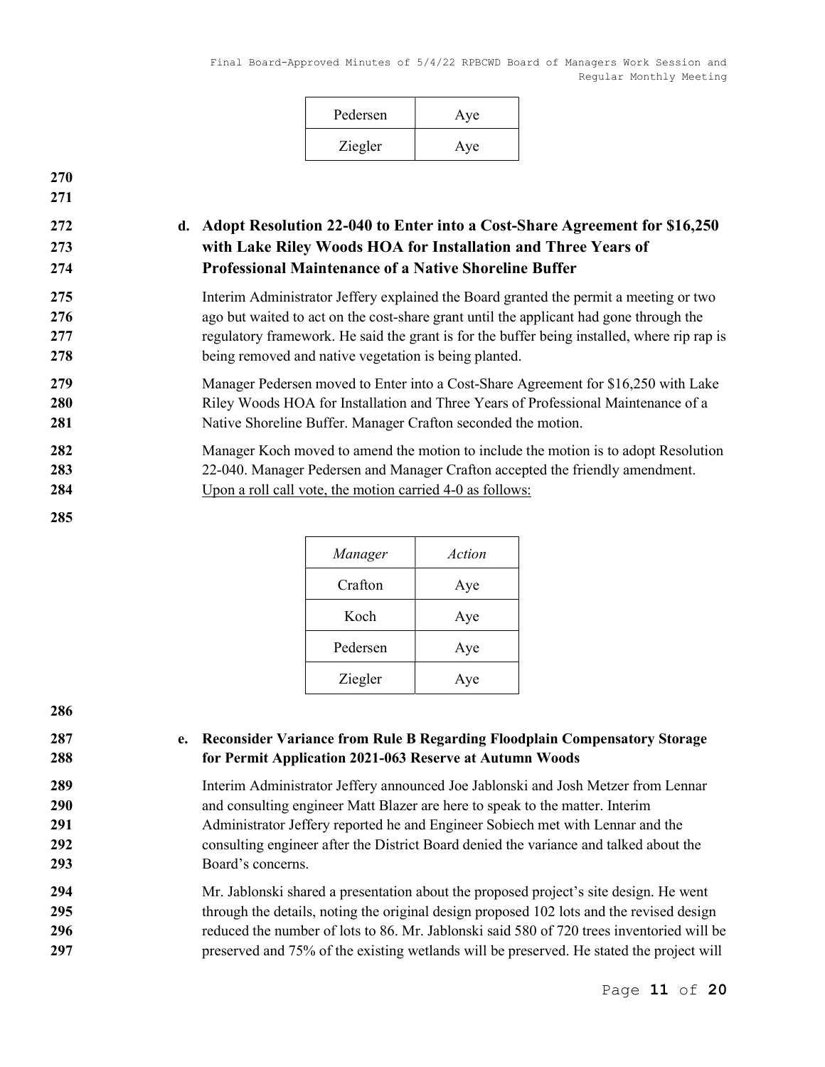| Pedersen | Aye |
|---|---|
| Ziegler | Aye |

**d. Adopt Resolution 22-040 to Enter into a Cost-Share Agreement for $16,250 with Lake Riley Woods HOA for Installation and Three Years of Professional Maintenance of a Native Shoreline Buffer**

Interim Administrator Jeffery explained the Board granted the permit a meeting or two ago but waited to act on the cost-share grant until the applicant had gone through the regulatory framework. He said the grant is for the buffer being installed, where rip rap is being removed and native vegetation is being planted.

Manager Pedersen moved to Enter into a Cost-Share Agreement for $16,250 with Lake Riley Woods HOA for Installation and Three Years of Professional Maintenance of a Native Shoreline Buffer. Manager Crafton seconded the motion.

Manager Koch moved to amend the motion to include the motion is to adopt Resolution 22-040. Manager Pedersen and Manager Crafton accepted the friendly amendment. Upon a roll call vote, the motion carried 4-0 as follows:

| *Manager* | *Action* |
|---|---|
| Crafton | Aye |
| Koch | Aye |
| Pedersen | Aye |
| Ziegler | Aye |

**e. Reconsider Variance from Rule B Regarding Floodplain Compensatory Storage for Permit Application 2021-063 Reserve at Autumn Woods**

Interim Administrator Jeffery announced Joe Jablonski and Josh Metzer from Lennar and consulting engineer Matt Blazer are here to speak to the matter. Interim Administrator Jeffery reported he and Engineer Sobiech met with Lennar and the consulting engineer after the District Board denied the variance and talked about the Board's concerns.

Mr. Jablonski shared a presentation about the proposed project's site design. He went through the details, noting the original design proposed 102 lots and the revised design reduced the number of lots to 86. Mr. Jablonski said 580 of 720 trees inventoried will be preserved and 75% of the existing wetlands will be preserved. He stated the project will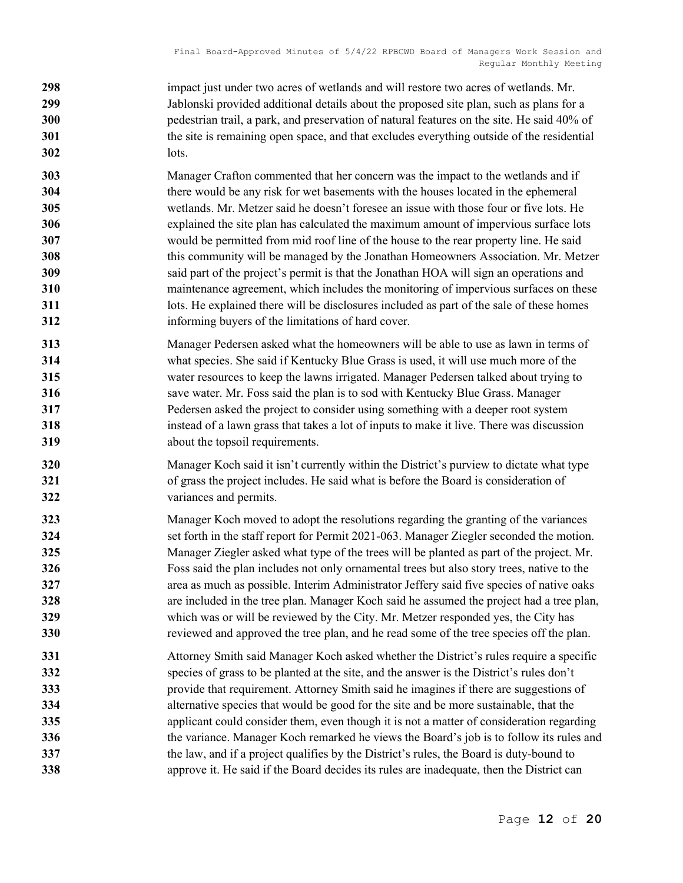impact just under two acres of wetlands and will restore two acres of wetlands. Mr. Jablonski provided additional details about the proposed site plan, such as plans for a pedestrian trail, a park, and preservation of natural features on the site. He said 40% of the site is remaining open space, and that excludes everything outside of the residential lots.

Manager Crafton commented that her concern was the impact to the wetlands and if there would be any risk for wet basements with the houses located in the ephemeral wetlands. Mr. Metzer said he doesn't foresee an issue with those four or five lots. He explained the site plan has calculated the maximum amount of impervious surface lots would be permitted from mid roof line of the house to the rear property line. He said this community will be managed by the Jonathan Homeowners Association. Mr. Metzer said part of the project's permit is that the Jonathan HOA will sign an operations and maintenance agreement, which includes the monitoring of impervious surfaces on these lots. He explained there will be disclosures included as part of the sale of these homes informing buyers of the limitations of hard cover.

Manager Pedersen asked what the homeowners will be able to use as lawn in terms of what species. She said if Kentucky Blue Grass is used, it will use much more of the water resources to keep the lawns irrigated. Manager Pedersen talked about trying to save water. Mr. Foss said the plan is to sod with Kentucky Blue Grass. Manager Pedersen asked the project to consider using something with a deeper root system instead of a lawn grass that takes a lot of inputs to make it live. There was discussion about the topsoil requirements.

Manager Koch said it isn't currently within the District's purview to dictate what type of grass the project includes. He said what is before the Board is consideration of variances and permits.

Manager Koch moved to adopt the resolutions regarding the granting of the variances set forth in the staff report for Permit 2021-063. Manager Ziegler seconded the motion. Manager Ziegler asked what type of the trees will be planted as part of the project. Mr. Foss said the plan includes not only ornamental trees but also story trees, native to the area as much as possible. Interim Administrator Jeffery said five species of native oaks are included in the tree plan. Manager Koch said he assumed the project had a tree plan, which was or will be reviewed by the City. Mr. Metzer responded yes, the City has reviewed and approved the tree plan, and he read some of the tree species off the plan.

Attorney Smith said Manager Koch asked whether the District's rules require a specific species of grass to be planted at the site, and the answer is the District's rules don't provide that requirement. Attorney Smith said he imagines if there are suggestions of alternative species that would be good for the site and be more sustainable, that the applicant could consider them, even though it is not a matter of consideration regarding the variance. Manager Koch remarked he views the Board's job is to follow its rules and the law, and if a project qualifies by the District's rules, the Board is duty-bound to approve it. He said if the Board decides its rules are inadequate, then the District can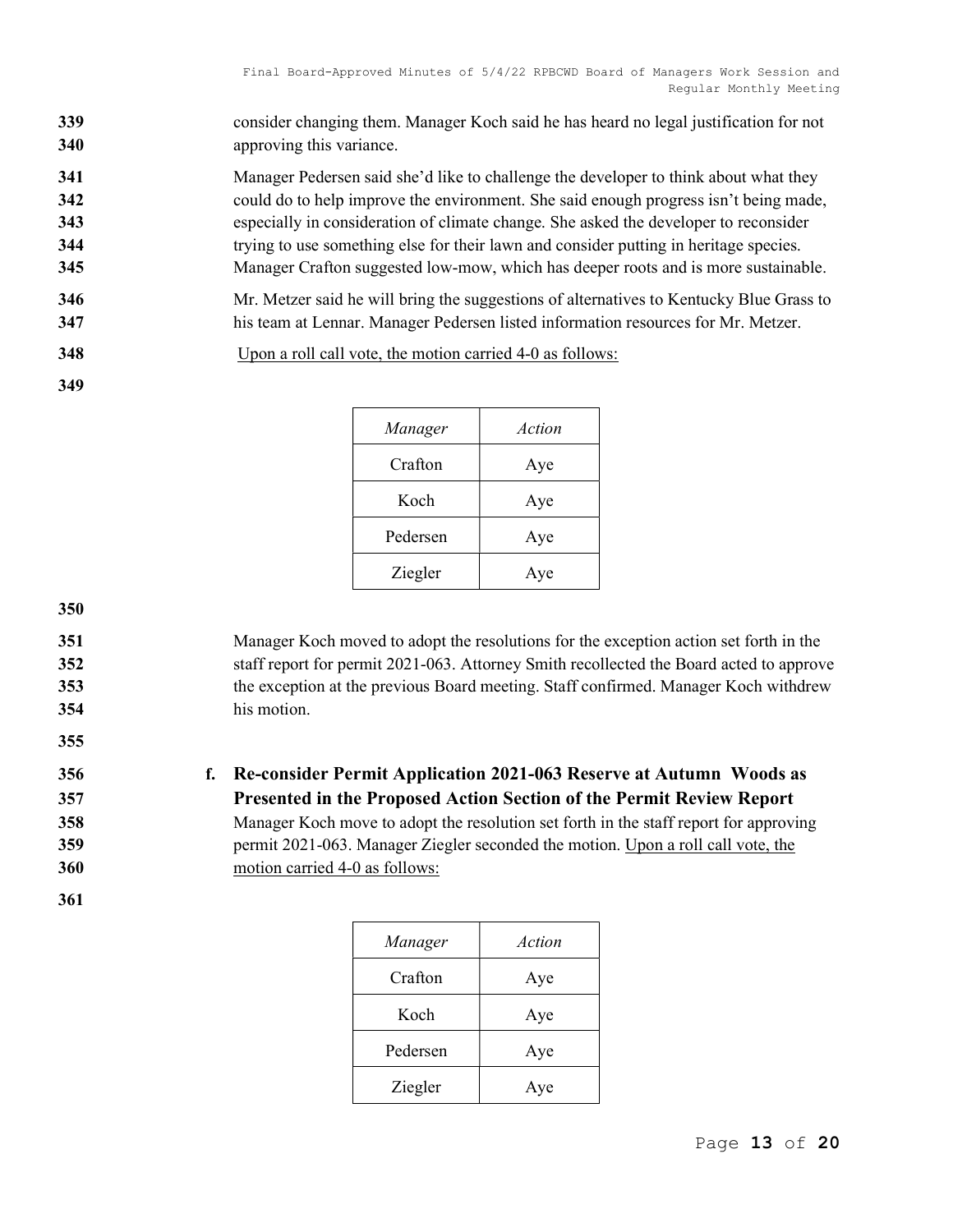consider changing them. Manager Koch said he has heard no legal justification for not approving this variance.

Manager Pedersen said she'd like to challenge the developer to think about what they could do to help improve the environment. She said enough progress isn't being made, especially in consideration of climate change. She asked the developer to reconsider trying to use something else for their lawn and consider putting in heritage species. Manager Crafton suggested low-mow, which has deeper roots and is more sustainable.

Mr. Metzer said he will bring the suggestions of alternatives to Kentucky Blue Grass to his team at Lennar. Manager Pedersen listed information resources for Mr. Metzer.

Upon a roll call vote, the motion carried 4-0 as follows:

| *Manager* | *Action* |
|---|---|
| Crafton | Aye |
| Koch | Aye |
| Pedersen | Aye |
| Ziegler | Aye |

Manager Koch moved to adopt the resolutions for the exception action set forth in the staff report for permit 2021-063. Attorney Smith recollected the Board acted to approve the exception at the previous Board meeting. Staff confirmed. Manager Koch withdrew his motion.

**f. Re-consider Permit Application 2021-063 Reserve at Autumn Woods as Presented in the Proposed Action Section of the Permit Review Report**

Manager Koch move to adopt the resolution set forth in the staff report for approving permit 2021-063. Manager Ziegler seconded the motion. Upon a roll call vote, the motion carried 4-0 as follows:

| *Manager* | *Action* |
|---|---|
| Crafton | Aye |
| Koch | Aye |
| Pedersen | Aye |
| Ziegler | Aye |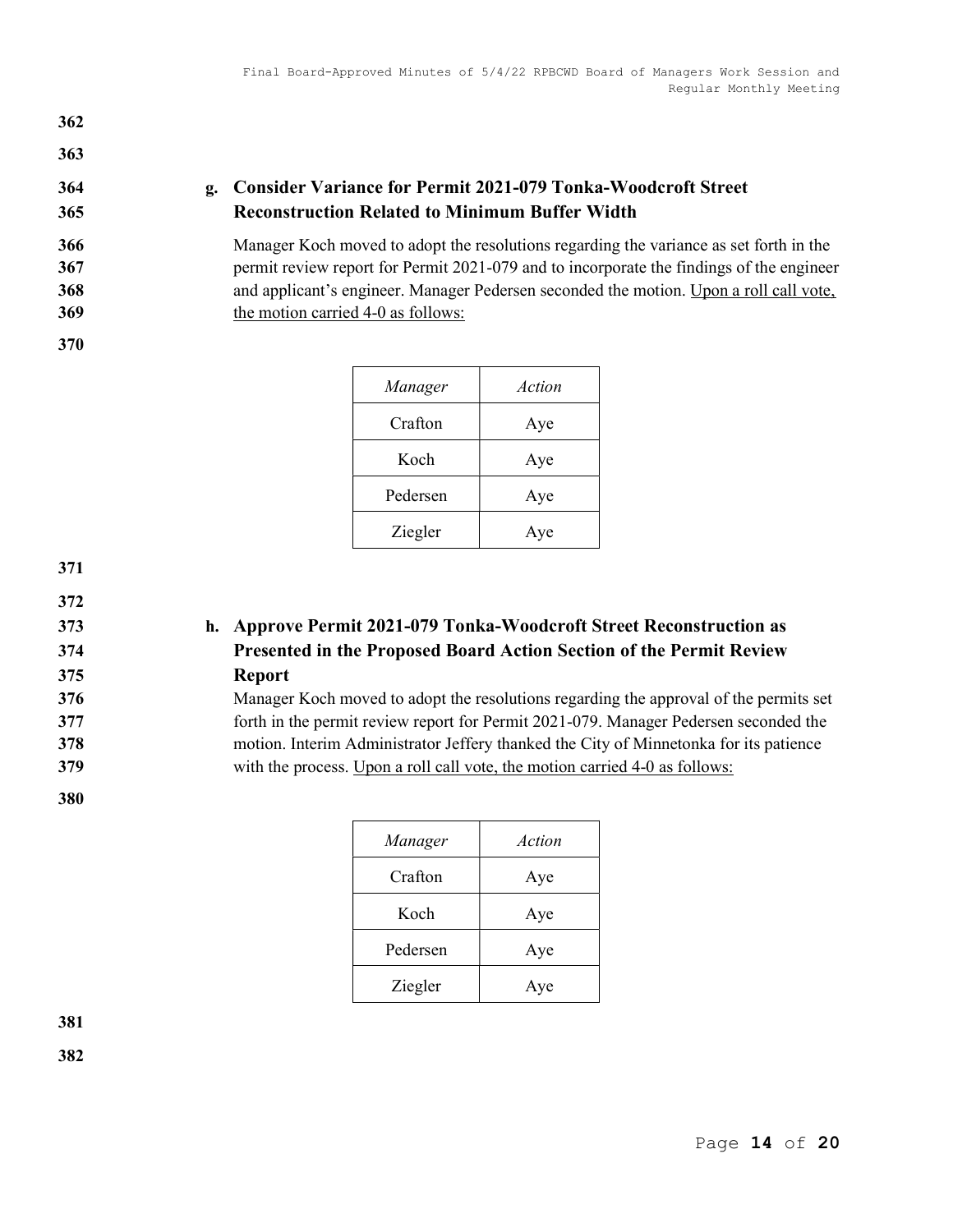**g. Consider Variance for Permit 2021-079 Tonka-Woodcroft Street Reconstruction Related to Minimum Buffer Width**

Manager Koch moved to adopt the resolutions regarding the variance as set forth in the permit review report for Permit 2021-079 and to incorporate the findings of the engineer and applicant's engineer. Manager Pedersen seconded the motion. Upon a roll call vote, the motion carried 4-0 as follows:

| *Manager* | *Action* |
|---|---|
| Crafton | Aye |
| Koch | Aye |
| Pedersen | Aye |
| Ziegler | Aye |

**h. Approve Permit 2021-079 Tonka-Woodcroft Street Reconstruction as Presented in the Proposed Board Action Section of the Permit Review Report**

Manager Koch moved to adopt the resolutions regarding the approval of the permits set forth in the permit review report for Permit 2021-079. Manager Pedersen seconded the motion. Interim Administrator Jeffery thanked the City of Minnetonka for its patience with the process. Upon a roll call vote, the motion carried 4-0 as follows:

| *Manager* | *Action* |
|---|---|
| Crafton | Aye |
| Koch | Aye |
| Pedersen | Aye |
| Ziegler | Aye |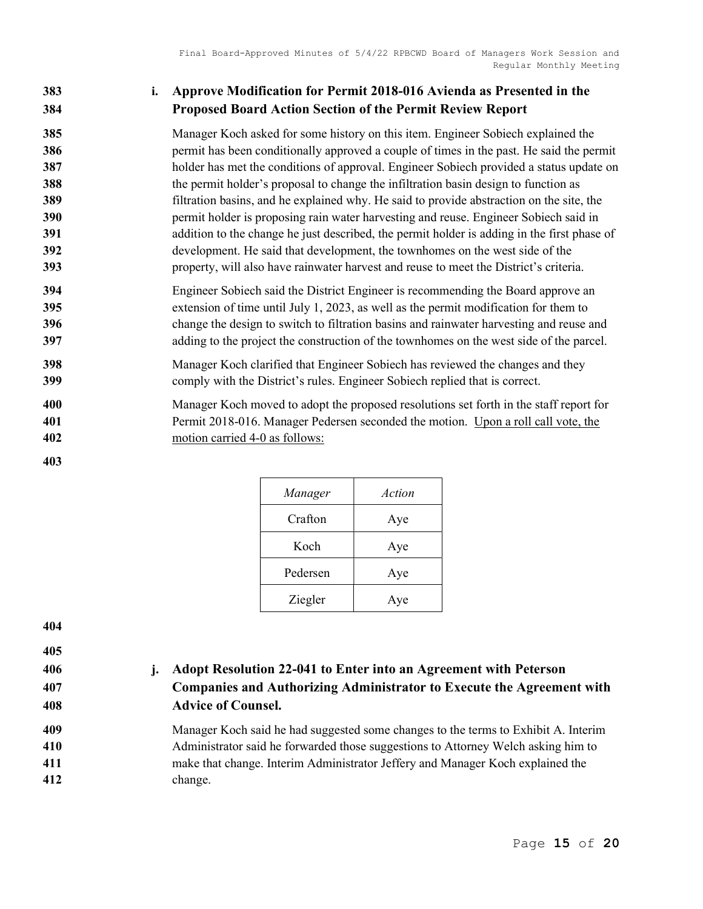### i. Approve Modification for Permit 2018-016 Avienda as Presented in the Proposed Board Action Section of the Permit Review Report

Manager Koch asked for some history on this item. Engineer Sobiech explained the permit has been conditionally approved a couple of times in the past. He said the permit holder has met the conditions of approval. Engineer Sobiech provided a status update on the permit holder's proposal to change the infiltration basin design to function as filtration basins, and he explained why. He said to provide abstraction on the site, the permit holder is proposing rain water harvesting and reuse. Engineer Sobiech said in addition to the change he just described, the permit holder is adding in the first phase of development. He said that development, the townhomes on the west side of the property, will also have rainwater harvest and reuse to meet the District's criteria.

Engineer Sobiech said the District Engineer is recommending the Board approve an extension of time until July 1, 2023, as well as the permit modification for them to change the design to switch to filtration basins and rainwater harvesting and reuse and adding to the project the construction of the townhomes on the west side of the parcel.

Manager Koch clarified that Engineer Sobiech has reviewed the changes and they comply with the District's rules. Engineer Sobiech replied that is correct.

Manager Koch moved to adopt the proposed resolutions set forth in the staff report for Permit 2018-016. Manager Pedersen seconded the motion. Upon a roll call vote, the motion carried 4-0 as follows:

| *Manager* | *Action* |
|---|---|
| Crafton | Aye |
| Koch | Aye |
| Pedersen | Aye |
| Ziegler | Aye |

### j. Adopt Resolution 22-041 to Enter into an Agreement with Peterson Companies and Authorizing Administrator to Execute the Agreement with Advice of Counsel.

Manager Koch said he had suggested some changes to the terms to Exhibit A. Interim Administrator said he forwarded those suggestions to Attorney Welch asking him to make that change. Interim Administrator Jeffery and Manager Koch explained the change.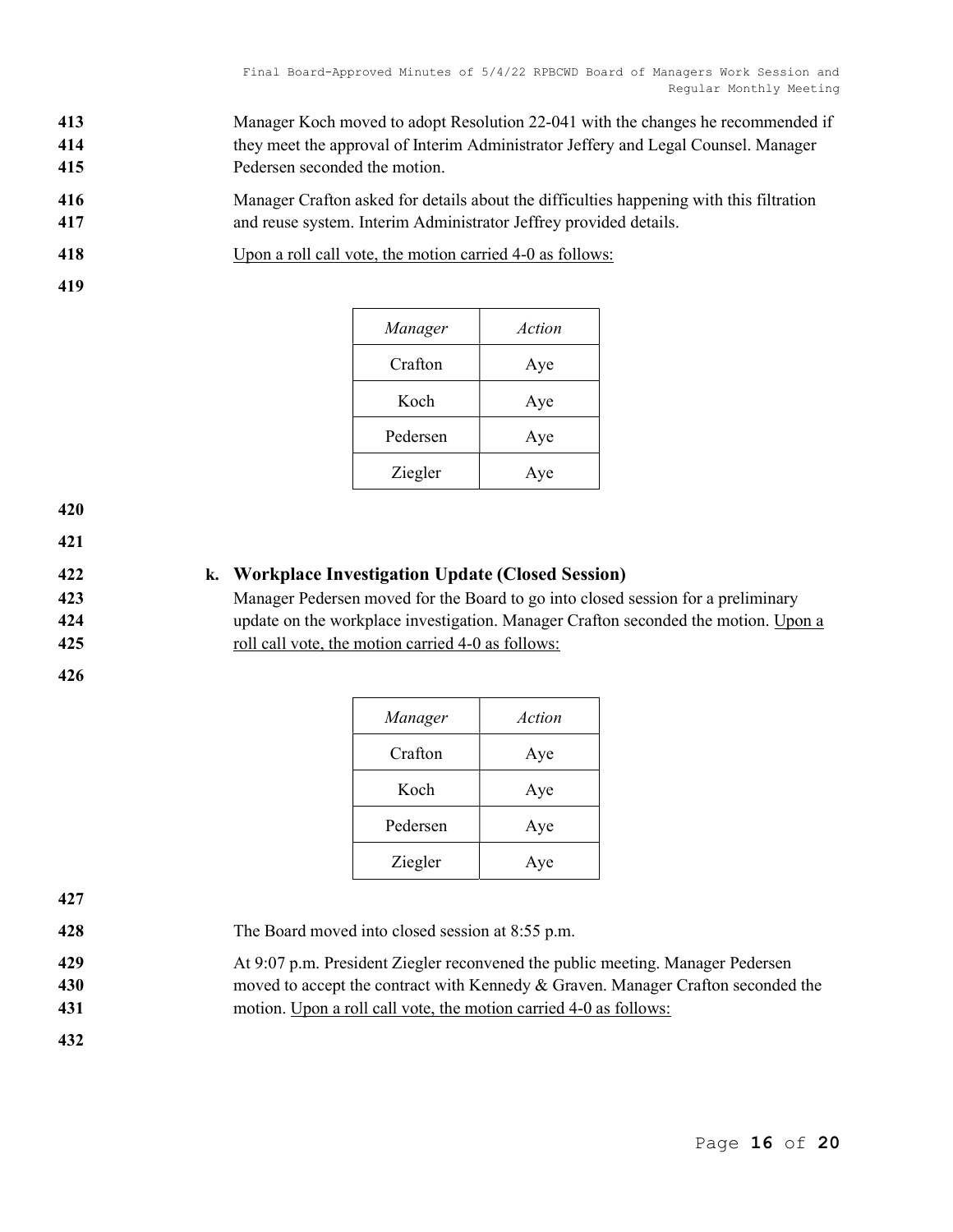Manager Koch moved to adopt Resolution 22-041 with the changes he recommended if they meet the approval of Interim Administrator Jeffery and Legal Counsel. Manager Pedersen seconded the motion.

Manager Crafton asked for details about the difficulties happening with this filtration and reuse system. Interim Administrator Jeffrey provided details.

Upon a roll call vote, the motion carried 4-0 as follows:

| *Manager* | *Action* |
|---|---|
| Crafton | Aye |
| Koch | Aye |
| Pedersen | Aye |
| Ziegler | Aye |

**k. Workplace Investigation Update (Closed Session)**

Manager Pedersen moved for the Board to go into closed session for a preliminary update on the workplace investigation. Manager Crafton seconded the motion. Upon a roll call vote, the motion carried 4-0 as follows:

| *Manager* | *Action* |
|---|---|
| Crafton | Aye |
| Koch | Aye |
| Pedersen | Aye |
| Ziegler | Aye |

The Board moved into closed session at 8:55 p.m.

At 9:07 p.m. President Ziegler reconvened the public meeting. Manager Pedersen moved to accept the contract with Kennedy & Graven. Manager Crafton seconded the motion. Upon a roll call vote, the motion carried 4-0 as follows: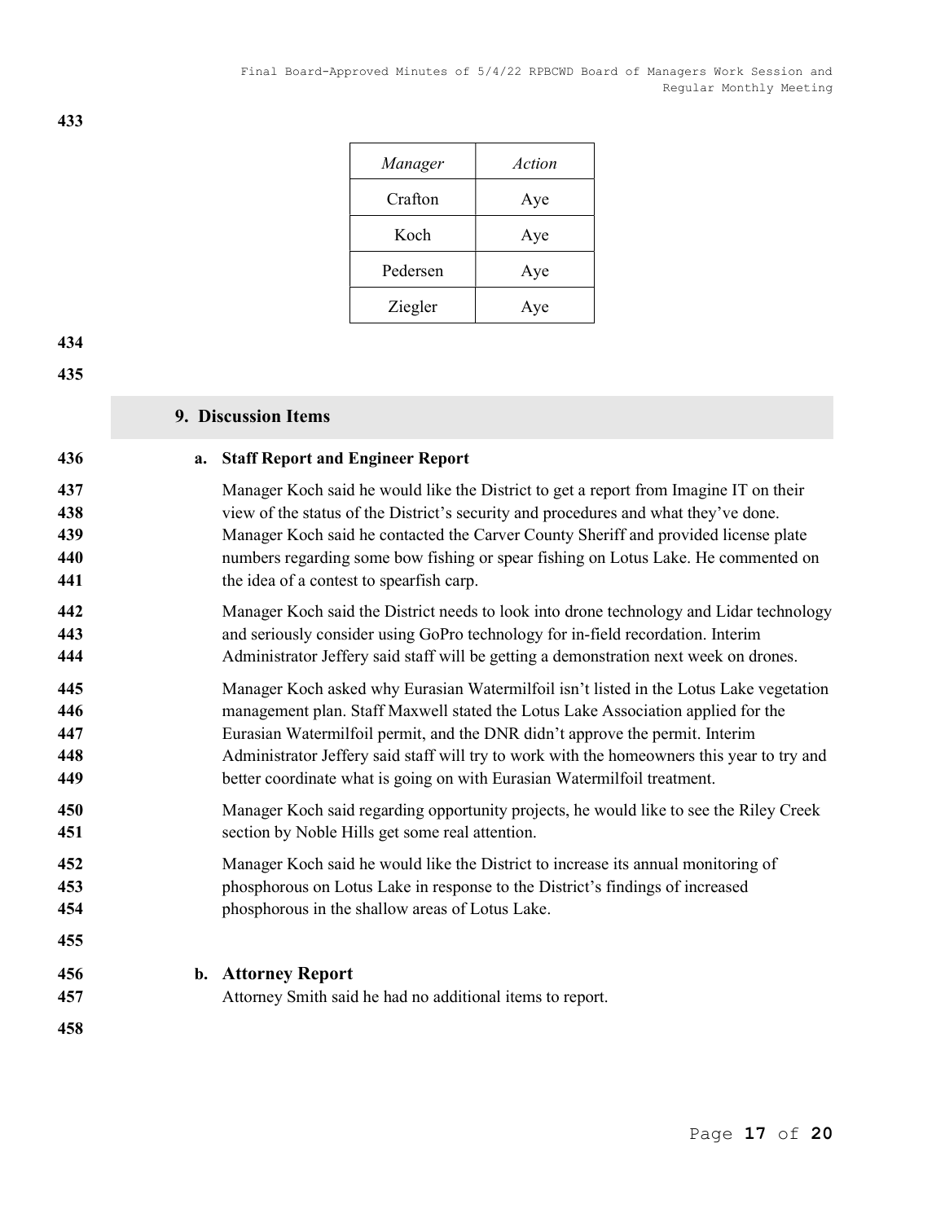| *Manager* | *Action* |
| --- | --- |
| Crafton | Aye |
| Koch | Aye |
| Pedersen | Aye |
| Ziegler | Aye |

## 9. Discussion Items

**a. Staff Report and Engineer Report**

Manager Koch said he would like the District to get a report from Imagine IT on their view of the status of the District's security and procedures and what they've done. Manager Koch said he contacted the Carver County Sheriff and provided license plate numbers regarding some bow fishing or spear fishing on Lotus Lake. He commented on the idea of a contest to spearfish carp.

Manager Koch said the District needs to look into drone technology and Lidar technology and seriously consider using GoPro technology for in-field recordation. Interim Administrator Jeffery said staff will be getting a demonstration next week on drones.

Manager Koch asked why Eurasian Watermilfoil isn't listed in the Lotus Lake vegetation management plan. Staff Maxwell stated the Lotus Lake Association applied for the Eurasian Watermilfoil permit, and the DNR didn't approve the permit. Interim Administrator Jeffery said staff will try to work with the homeowners this year to try and better coordinate what is going on with Eurasian Watermilfoil treatment.

Manager Koch said regarding opportunity projects, he would like to see the Riley Creek section by Noble Hills get some real attention.

Manager Koch said he would like the District to increase its annual monitoring of phosphorous on Lotus Lake in response to the District's findings of increased phosphorous in the shallow areas of Lotus Lake.

**b. Attorney Report**

Attorney Smith said he had no additional items to report.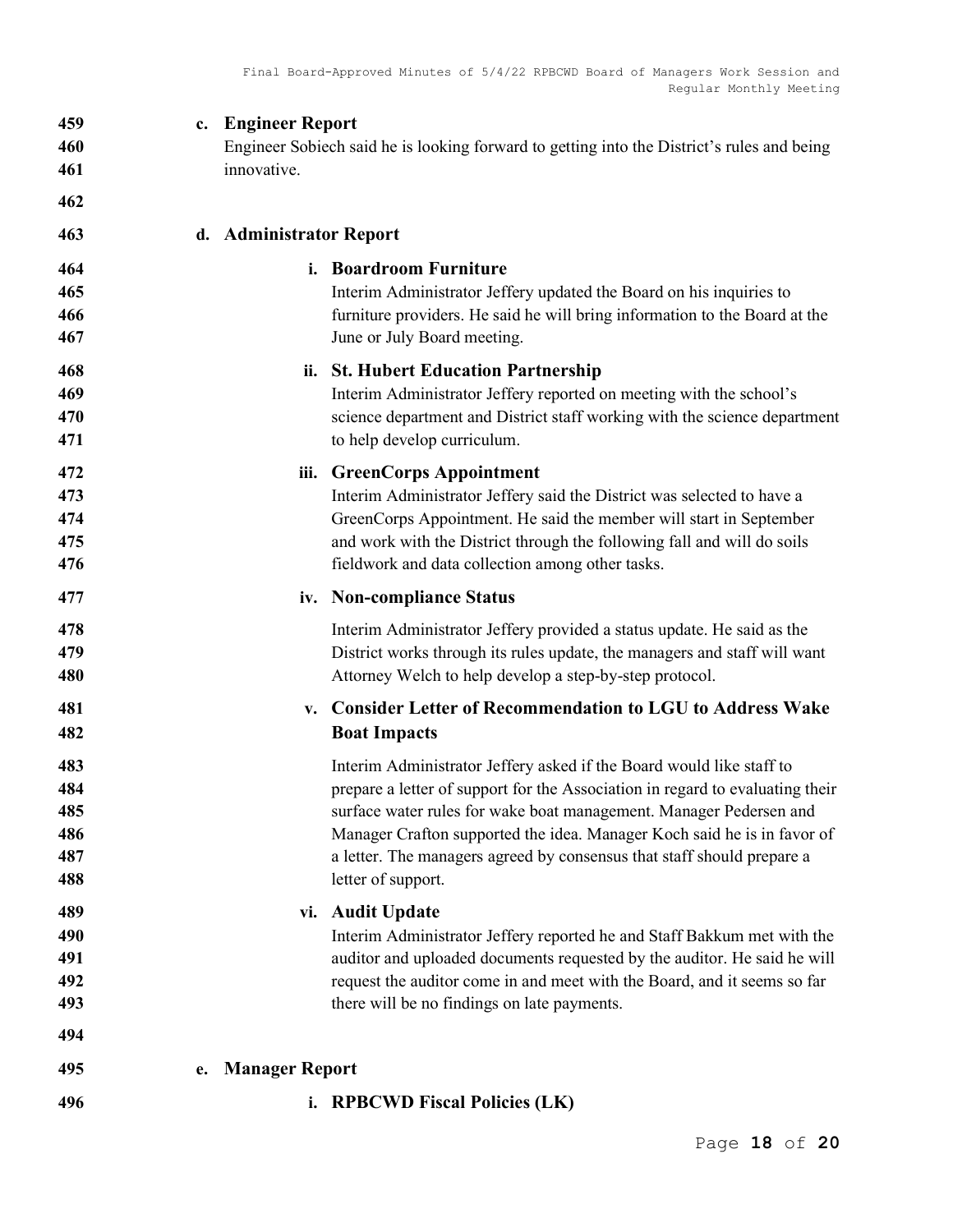**c. Engineer Report**

Engineer Sobiech said he is looking forward to getting into the District's rules and being innovative.

**d. Administrator Report**

**i. Boardroom Furniture**

Interim Administrator Jeffery updated the Board on his inquiries to furniture providers. He said he will bring information to the Board at the June or July Board meeting.

**ii. St. Hubert Education Partnership**

Interim Administrator Jeffery reported on meeting with the school's science department and District staff working with the science department to help develop curriculum.

**iii. GreenCorps Appointment**

Interim Administrator Jeffery said the District was selected to have a GreenCorps Appointment. He said the member will start in September and work with the District through the following fall and will do soils fieldwork and data collection among other tasks.

**iv. Non-compliance Status**

Interim Administrator Jeffery provided a status update. He said as the District works through its rules update, the managers and staff will want Attorney Welch to help develop a step-by-step protocol.

**v. Consider Letter of Recommendation to LGU to Address Wake Boat Impacts**

Interim Administrator Jeffery asked if the Board would like staff to prepare a letter of support for the Association in regard to evaluating their surface water rules for wake boat management. Manager Pedersen and Manager Crafton supported the idea. Manager Koch said he is in favor of a letter. The managers agreed by consensus that staff should prepare a letter of support.

**vi. Audit Update**

Interim Administrator Jeffery reported he and Staff Bakkum met with the auditor and uploaded documents requested by the auditor. He said he will request the auditor come in and meet with the Board, and it seems so far there will be no findings on late payments.

**e. Manager Report**

**i. RPBCWD Fiscal Policies (LK)**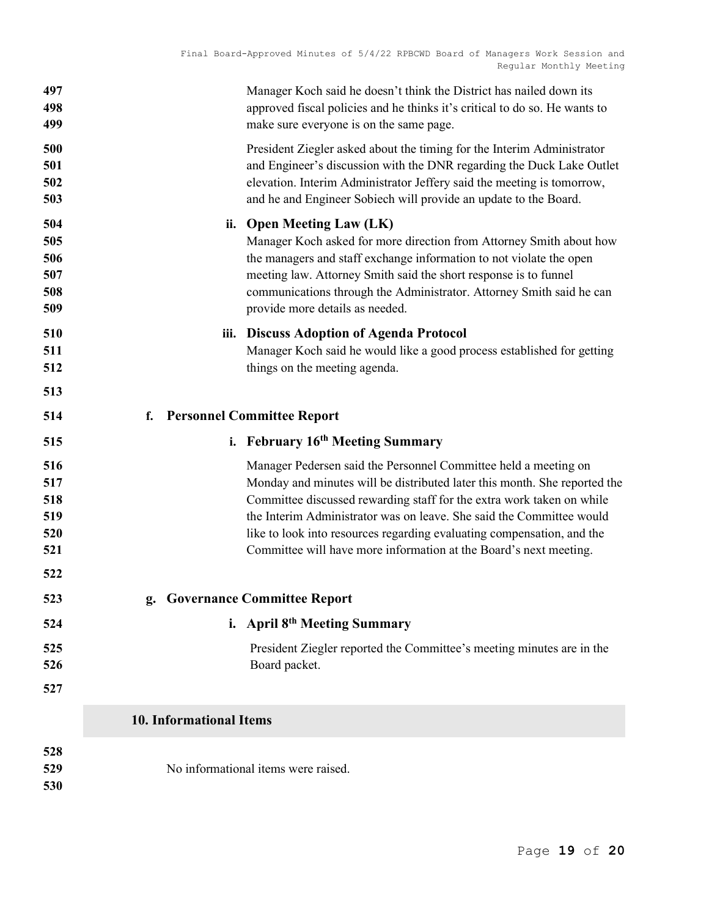Manager Koch said he doesn't think the District has nailed down its approved fiscal policies and he thinks it's critical to do so. He wants to make sure everyone is on the same page.

President Ziegler asked about the timing for the Interim Administrator and Engineer's discussion with the DNR regarding the Duck Lake Outlet elevation. Interim Administrator Jeffery said the meeting is tomorrow, and he and Engineer Sobiech will provide an update to the Board.

**ii. Open Meeting Law (LK)**

Manager Koch asked for more direction from Attorney Smith about how the managers and staff exchange information to not violate the open meeting law. Attorney Smith said the short response is to funnel communications through the Administrator. Attorney Smith said he can provide more details as needed.

**iii. Discuss Adoption of Agenda Protocol**

Manager Koch said he would like a good process established for getting things on the meeting agenda.

**f. Personnel Committee Report**

**i. February 16th Meeting Summary**

Manager Pedersen said the Personnel Committee held a meeting on Monday and minutes will be distributed later this month. She reported the Committee discussed rewarding staff for the extra work taken on while the Interim Administrator was on leave. She said the Committee would like to look into resources regarding evaluating compensation, and the Committee will have more information at the Board's next meeting.

**g. Governance Committee Report**

**i. April 8th Meeting Summary**

President Ziegler reported the Committee's meeting minutes are in the Board packet.

## 10. Informational Items

No informational items were raised.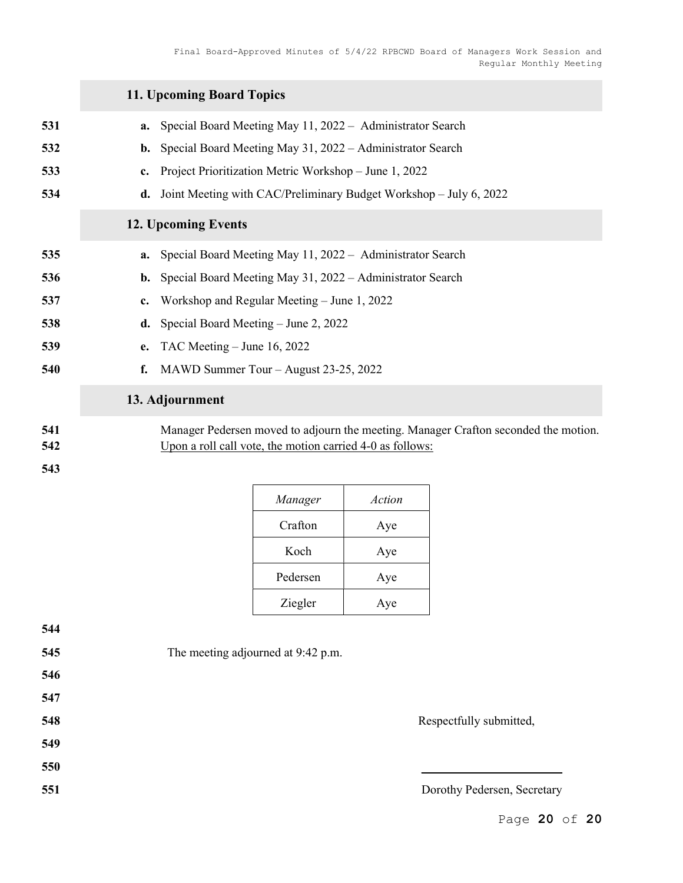## 11. Upcoming Board Topics

- **a.** Special Board Meeting May 11, 2022 – Administrator Search
- **b.** Special Board Meeting May 31, 2022 – Administrator Search
- **c.** Project Prioritization Metric Workshop – June 1, 2022
- **d.** Joint Meeting with CAC/Preliminary Budget Workshop – July 6, 2022

## 12. Upcoming Events

- **a.** Special Board Meeting May 11, 2022 – Administrator Search
- **b.** Special Board Meeting May 31, 2022 – Administrator Search
- **c.** Workshop and Regular Meeting – June 1, 2022
- **d.** Special Board Meeting – June 2, 2022
- **e.** TAC Meeting – June 16, 2022
- **f.** MAWD Summer Tour – August 23-25, 2022

## 13. Adjournment

Manager Pedersen moved to adjourn the meeting. Manager Crafton seconded the motion. Upon a roll call vote, the motion carried 4-0 as follows:

| *Manager* | *Action* |
|---|---|
| Crafton | Aye |
| Koch | Aye |
| Pedersen | Aye |
| Ziegler | Aye |

The meeting adjourned at 9:42 p.m.

Respectfully submitted,

_______________________

Dorothy Pedersen, Secretary